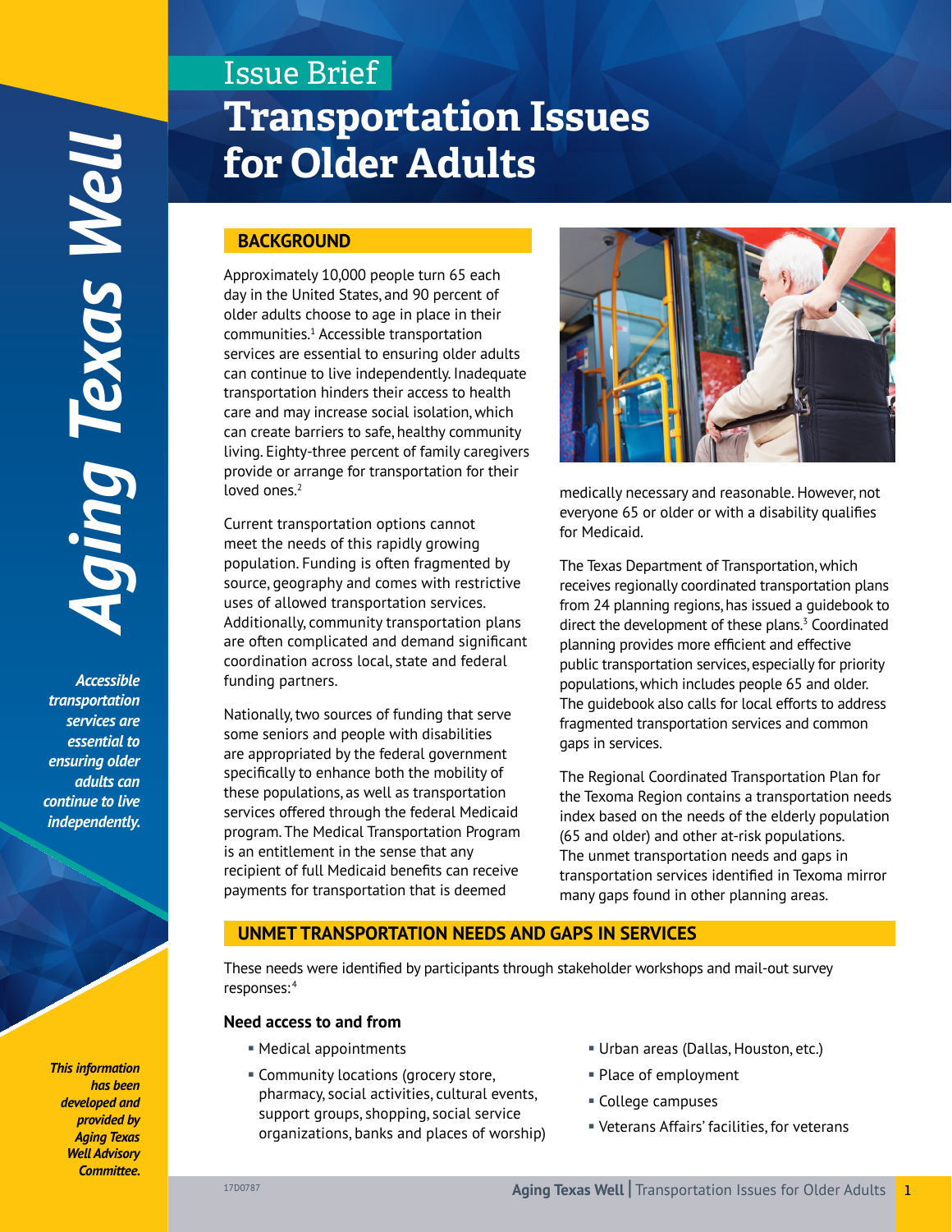Issue Brief

# Transportation Issues for Older Adults

*Aging Texas Well*

*Accessible transportation services are essential to ensuring older adults can continue to live independently.*

*This information has been developed and provided by Aging Texas Well Advisory Committee.*

## BACKGROUND

Approximately 10,000 people turn 65 each day in the United States, and 90 percent of older adults choose to age in place in their communities.[1] Accessible transportation services are essential to ensuring older adults can continue to live independently. Inadequate transportation hinders their access to health care and may increase social isolation, which can create barriers to safe, healthy community living. Eighty-three percent of family caregivers provide or arrange for transportation for their loved ones.[2]

Current transportation options cannot meet the needs of this rapidly growing population. Funding is often fragmented by source, geography and comes with restrictive uses of allowed transportation services. Additionally, community transportation plans are often complicated and demand significant coordination across local, state and federal funding partners.

Nationally, two sources of funding that serve some seniors and people with disabilities are appropriated by the federal government specifically to enhance both the mobility of these populations, as well as transportation services offered through the federal Medicaid program. The Medical Transportation Program is an entitlement in the sense that any recipient of full Medicaid benefits can receive payments for transportation that is deemed medically necessary and reasonable. However, not everyone 65 or older or with a disability qualifies for Medicaid.

The Texas Department of Transportation, which receives regionally coordinated transportation plans from 24 planning regions, has issued a guidebook to direct the development of these plans.[3] Coordinated planning provides more efficient and effective public transportation services, especially for priority populations, which includes people 65 and older. The guidebook also calls for local efforts to address fragmented transportation services and common gaps in services.

The Regional Coordinated Transportation Plan for the Texoma Region contains a transportation needs index based on the needs of the elderly population (65 and older) and other at-risk populations. The unmet transportation needs and gaps in transportation services identified in Texoma mirror many gaps found in other planning areas.

## UNMET TRANSPORTATION NEEDS AND GAPS IN SERVICES

These needs were identified by participants through stakeholder workshops and mail-out survey responses:[4]

### Need access to and from

- Medical appointments
- Community locations (grocery store, pharmacy, social activities, cultural events, support groups, shopping, social service organizations, banks and places of worship)
- Urban areas (Dallas, Houston, etc.)
- Place of employment
- College campuses
- Veterans Affairs' facilities, for veterans

17D0787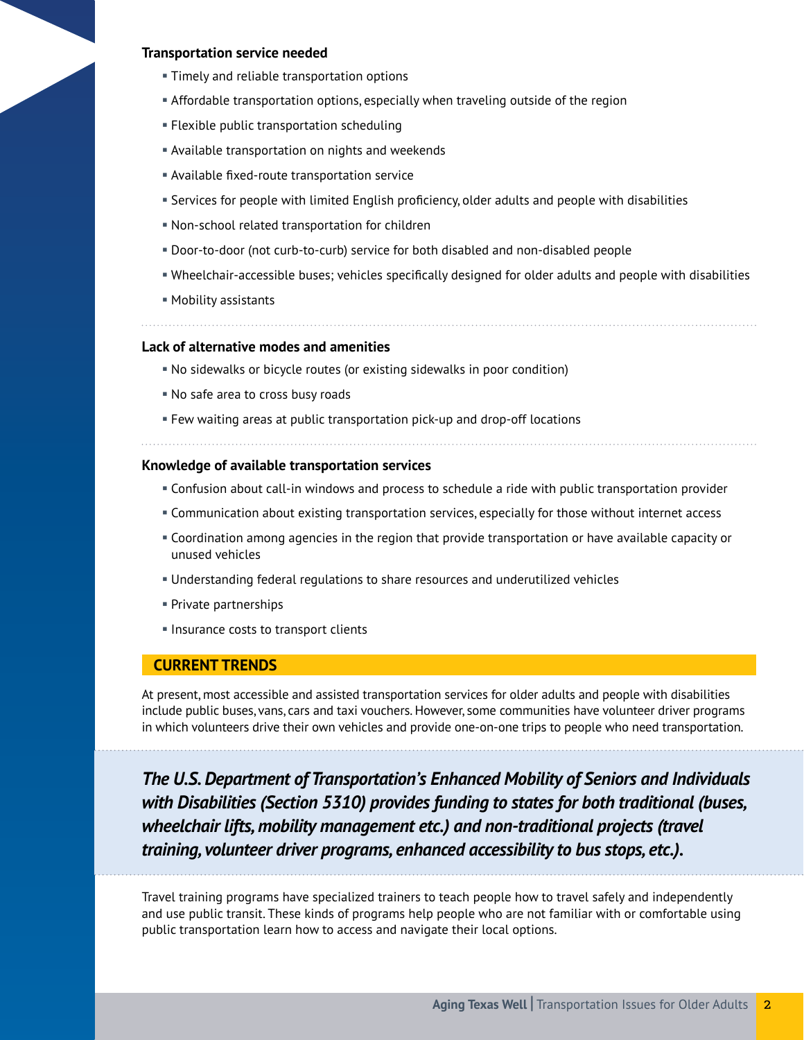**Transportation service needed**

- Timely and reliable transportation options
- Affordable transportation options, especially when traveling outside of the region
- Flexible public transportation scheduling
- Available transportation on nights and weekends
- Available fixed-route transportation service
- Services for people with limited English proficiency, older adults and people with disabilities
- Non-school related transportation for children
- Door-to-door (not curb-to-curb) service for both disabled and non-disabled people
- Wheelchair-accessible buses; vehicles specifically designed for older adults and people with disabilities
- Mobility assistants

**Lack of alternative modes and amenities**

- No sidewalks or bicycle routes (or existing sidewalks in poor condition)
- No safe area to cross busy roads
- Few waiting areas at public transportation pick-up and drop-off locations

**Knowledge of available transportation services**

- Confusion about call-in windows and process to schedule a ride with public transportation provider
- Communication about existing transportation services, especially for those without internet access
- Coordination among agencies in the region that provide transportation or have available capacity or unused vehicles
- Understanding federal regulations to share resources and underutilized vehicles
- Private partnerships
- Insurance costs to transport clients

## CURRENT TRENDS

At present, most accessible and assisted transportation services for older adults and people with disabilities include public buses, vans, cars and taxi vouchers. However, some communities have volunteer driver programs in which volunteers drive their own vehicles and provide one-on-one trips to people who need transportation.

***The U.S. Department of Transportation's Enhanced Mobility of Seniors and Individuals with Disabilities (Section 5310) provides funding to states for both traditional (buses, wheelchair lifts, mobility management etc.) and non-traditional projects (travel training, volunteer driver programs, enhanced accessibility to bus stops, etc.).***

Travel training programs have specialized trainers to teach people how to travel safely and independently and use public transit. These kinds of programs help people who are not familiar with or comfortable using public transportation learn how to access and navigate their local options.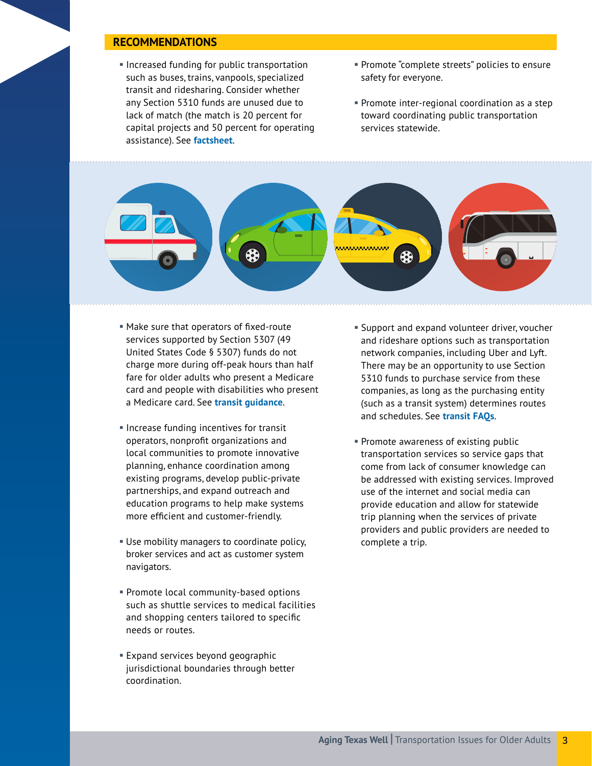## RECOMMENDATIONS

- Increased funding for public transportation such as buses, trains, vanpools, specialized transit and ridesharing. Consider whether any Section 5310 funds are unused due to lack of match (the match is 20 percent for capital projects and 50 percent for operating assistance). See **factsheet**.
- Promote "complete streets" policies to ensure safety for everyone.
- Promote inter-regional coordination as a step toward coordinating public transportation services statewide.
- Make sure that operators of fixed-route services supported by Section 5307 (49 United States Code § 5307) funds do not charge more during off-peak hours than half fare for older adults who present a Medicare card and people with disabilities who present a Medicare card. See **transit guidance**.
- Increase funding incentives for transit operators, nonprofit organizations and local communities to promote innovative planning, enhance coordination among existing programs, develop public-private partnerships, and expand outreach and education programs to help make systems more efficient and customer-friendly.
- Use mobility managers to coordinate policy, broker services and act as customer system navigators.
- Promote local community-based options such as shuttle services to medical facilities and shopping centers tailored to specific needs or routes.
- Expand services beyond geographic jurisdictional boundaries through better coordination.
- Support and expand volunteer driver, voucher and rideshare options such as transportation network companies, including Uber and Lyft. There may be an opportunity to use Section 5310 funds to purchase service from these companies, as long as the purchasing entity (such as a transit system) determines routes and schedules. See **transit FAQs**.
- Promote awareness of existing public transportation services so service gaps that come from lack of consumer knowledge can be addressed with existing services. Improved use of the internet and social media can provide education and allow for statewide trip planning when the services of private providers and public providers are needed to complete a trip.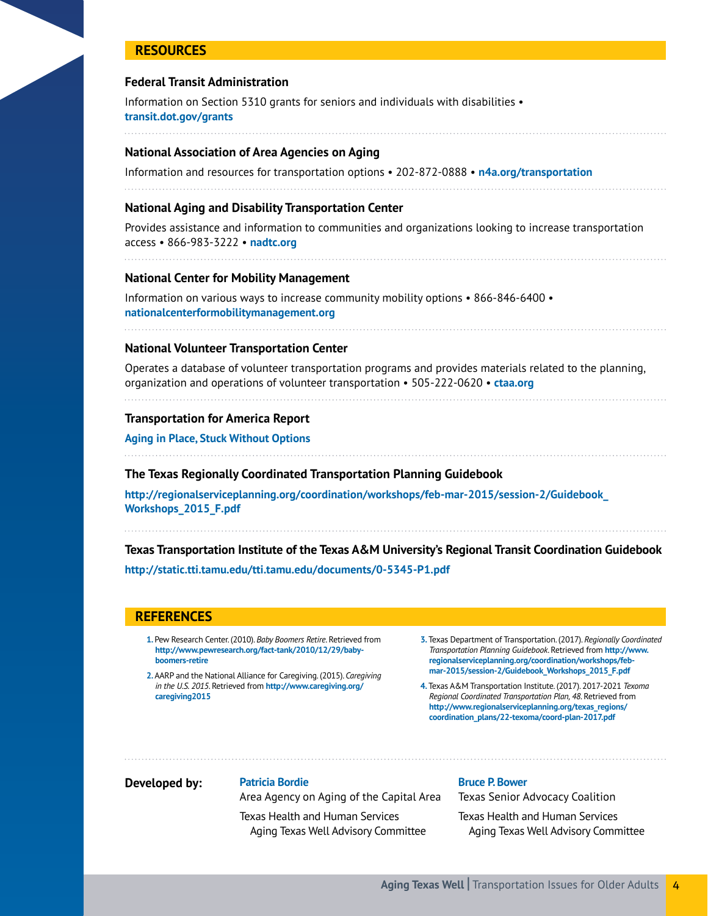## RESOURCES

**Federal Transit Administration**

Information on Section 5310 grants for seniors and individuals with disabilities • **transit.dot.gov/grants**

**National Association of Area Agencies on Aging**

Information and resources for transportation options • 202-872-0888 • **n4a.org/transportation**

**National Aging and Disability Transportation Center**

Provides assistance and information to communities and organizations looking to increase transportation access • 866-983-3222 • **nadtc.org**

**National Center for Mobility Management**

Information on various ways to increase community mobility options • 866-846-6400 • **nationalcenterformobilitymanagement.org**

**National Volunteer Transportation Center**

Operates a database of volunteer transportation programs and provides materials related to the planning, organization and operations of volunteer transportation • 505-222-0620 • **ctaa.org**

**Transportation for America Report**

**Aging in Place, Stuck Without Options**

**The Texas Regionally Coordinated Transportation Planning Guidebook**

**http://regionalserviceplanning.org/coordination/workshops/feb-mar-2015/session-2/Guidebook_Workshops_2015_F.pdf**

**Texas Transportation Institute of the Texas A&M University's Regional Transit Coordination Guidebook**

**http://static.tti.tamu.edu/tti.tamu.edu/documents/0-5345-P1.pdf**

## REFERENCES

1. Pew Research Center. (2010). *Baby Boomers Retire*. Retrieved from **http://www.pewresearch.org/fact-tank/2010/12/29/baby-boomers-retire**
2. AARP and the National Alliance for Caregiving. (2015). *Caregiving in the U.S. 2015*. Retrieved from **http://www.caregiving.org/caregiving2015**
3. Texas Department of Transportation. (2017). *Regionally Coordinated Transportation Planning Guidebook*. Retrieved from **http://www.regionalserviceplanning.org/coordination/workshops/feb-mar-2015/session-2/Guidebook_Workshops_2015_F.pdf**
4. Texas A&M Transportation Institute. (2017). 2017-2021 *Texoma Regional Coordinated Transportation Plan, 48*. Retrieved from **http://www.regionalserviceplanning.org/texas_regions/coordination_plans/22-texoma/coord-plan-2017.pdf**

**Developed by:**

**Patricia Bordie**
Area Agency on Aging of the Capital Area
Texas Health and Human Services Aging Texas Well Advisory Committee

**Bruce P. Bower**
Texas Senior Advocacy Coalition
Texas Health and Human Services Aging Texas Well Advisory Committee